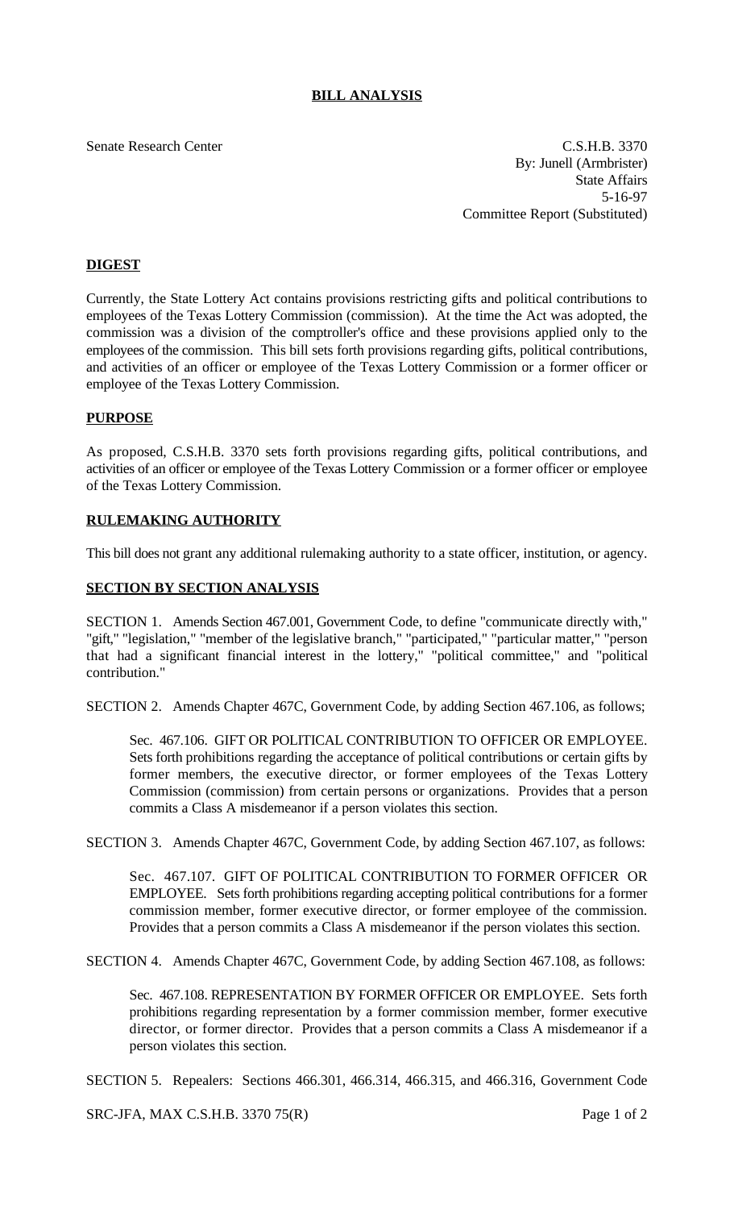# BILL ANALYSIS

Senate Research Center

C.S.H.B. 3370
By: Junell (Armbrister)
State Affairs
5-16-97
Committee Report (Substituted)

## DIGEST

Currently, the State Lottery Act contains provisions restricting gifts and political contributions to employees of the Texas Lottery Commission (commission). At the time the Act was adopted, the commission was a division of the comptroller's office and these provisions applied only to the employees of the commission. This bill sets forth provisions regarding gifts, political contributions, and activities of an officer or employee of the Texas Lottery Commission or a former officer or employee of the Texas Lottery Commission.

## PURPOSE

As proposed, C.S.H.B. 3370 sets forth provisions regarding gifts, political contributions, and activities of an officer or employee of the Texas Lottery Commission or a former officer or employee of the Texas Lottery Commission.

## RULEMAKING AUTHORITY

This bill does not grant any additional rulemaking authority to a state officer, institution, or agency.

## SECTION BY SECTION ANALYSIS

SECTION 1. Amends Section 467.001, Government Code, to define "communicate directly with," "gift," "legislation," "member of the legislative branch," "participated," "particular matter," "person that had a significant financial interest in the lottery," "political committee," and "political contribution."

SECTION 2. Amends Chapter 467C, Government Code, by adding Section 467.106, as follows;

> Sec. 467.106. GIFT OR POLITICAL CONTRIBUTION TO OFFICER OR EMPLOYEE. Sets forth prohibitions regarding the acceptance of political contributions or certain gifts by former members, the executive director, or former employees of the Texas Lottery Commission (commission) from certain persons or organizations. Provides that a person commits a Class A misdemeanor if a person violates this section.

SECTION 3. Amends Chapter 467C, Government Code, by adding Section 467.107, as follows:

> Sec. 467.107. GIFT OF POLITICAL CONTRIBUTION TO FORMER OFFICER OR EMPLOYEE. Sets forth prohibitions regarding accepting political contributions for a former commission member, former executive director, or former employee of the commission. Provides that a person commits a Class A misdemeanor if the person violates this section.

SECTION 4. Amends Chapter 467C, Government Code, by adding Section 467.108, as follows:

> Sec. 467.108. REPRESENTATION BY FORMER OFFICER OR EMPLOYEE. Sets forth prohibitions regarding representation by a former commission member, former executive director, or former director. Provides that a person commits a Class A misdemeanor if a person violates this section.

SECTION 5. Repealers: Sections 466.301, 466.314, 466.315, and 466.316, Government Code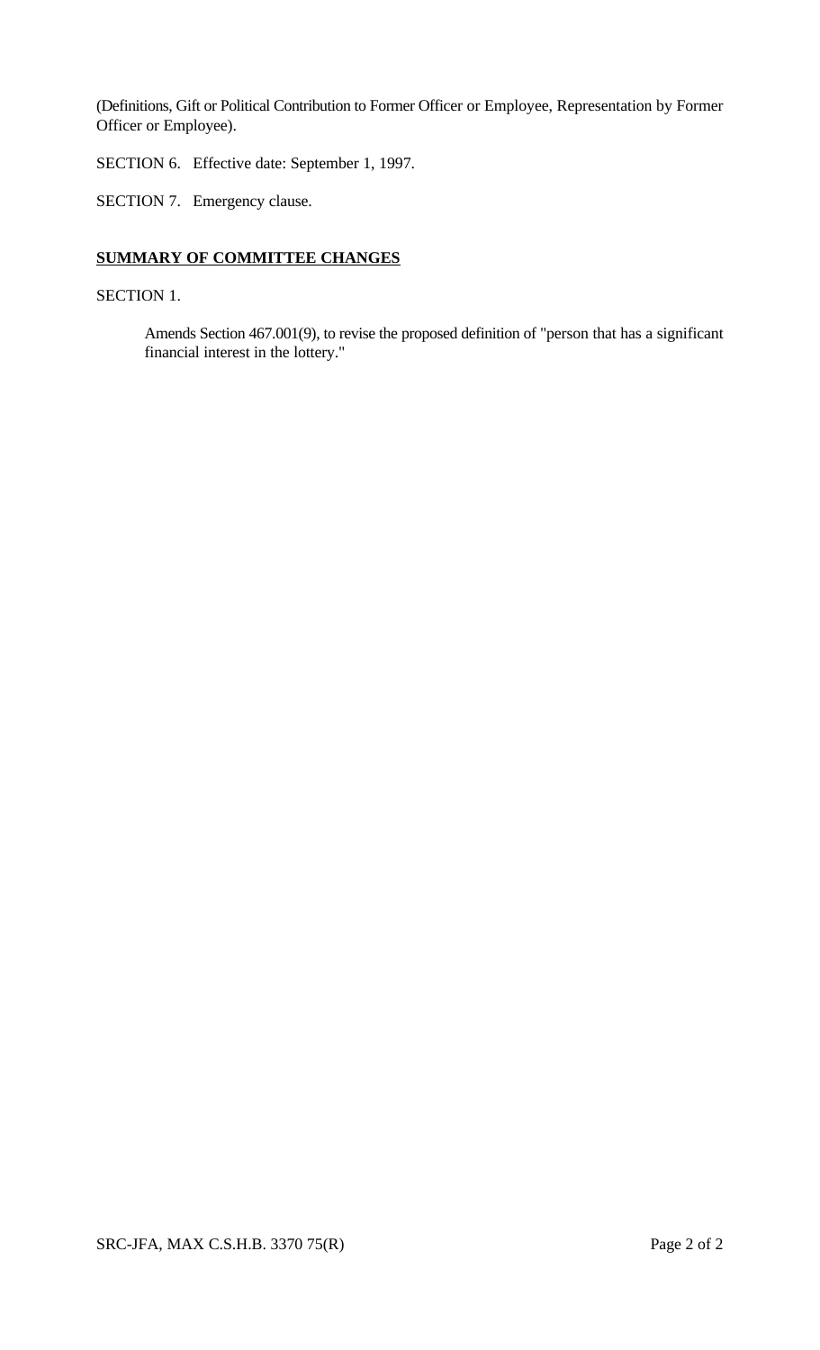(Definitions, Gift or Political Contribution to Former Officer or Employee, Representation by Former Officer or Employee).

SECTION 6. Effective date: September 1, 1997.

SECTION 7. Emergency clause.

## SUMMARY OF COMMITTEE CHANGES

SECTION 1.

Amends Section 467.001(9), to revise the proposed definition of "person that has a significant financial interest in the lottery."